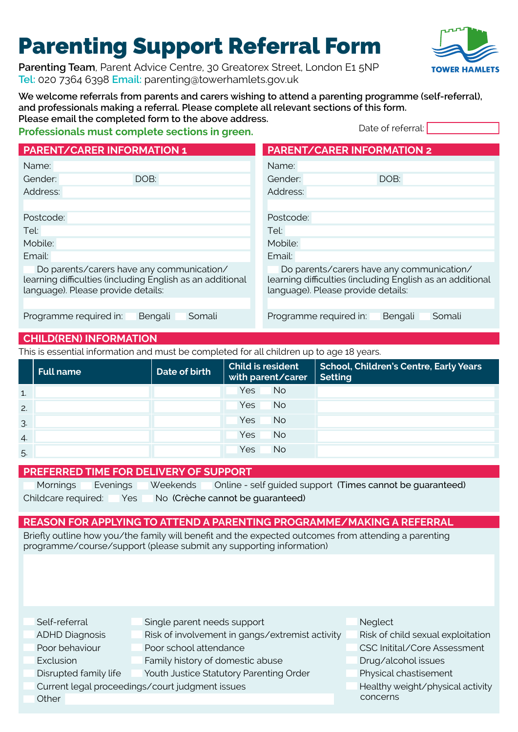# Parenting Support Referral Form

TOWER HAMLETS

**Parenting Team**, Parent Advice Centre, 30 Greatorex Street, London E1 5NP
Tel: 020 7364 6398 Email: parenting@towerhamlets.gov.uk

**We welcome referrals from parents and carers wishing to attend a parenting programme (self-referral), and professionals making a referral. Please complete all relevant sections of this form. Please email the completed form to the above address.**

**Professionals must complete sections in green.**

Date of referral:

## PARENT/CARER INFORMATION 1

Name:

Gender: DOB:

Address:

Postcode:

Tel:

Mobile:

Email:

☐ Do parents/carers have any communication/learning difficulties (including English as an additional language). Please provide details:

Programme required in: ☐ Bengali ☐ Somali

## PARENT/CARER INFORMATION 2

Name:

Gender: DOB:

Address:

Postcode:

Tel:

Mobile:

Email:

☐ Do parents/carers have any communication/learning difficulties (including English as an additional language). Please provide details:

Programme required in: ☐ Bengali ☐ Somali

## CHILD(REN) INFORMATION

This is essential information and must be completed for all children up to age 18 years.

| | Full name | Date of birth | Child is resident with parent/carer | School, Children's Centre, Early Years Setting |
|---|---|---|---|---|
| 1. | | | ☐ Yes ☐ No | |
| 2. | | | ☐ Yes ☐ No | |
| 3. | | | ☐ Yes ☐ No | |
| 4. | | | ☐ Yes ☐ No | |
| 5. | | | ☐ Yes ☐ No | |

## PREFERRED TIME FOR DELIVERY OF SUPPORT

☐ Mornings ☐ Evenings ☐ Weekends ☐ Online - self guided support (Times cannot be guaranteed)

Childcare required: ☐ Yes ☐ No (Crèche cannot be guaranteed)

## REASON FOR APPLYING TO ATTEND A PARENTING PROGRAMME/MAKING A REFERRAL

Briefly outline how you/the family will benefit and the expected outcomes from attending a parenting programme/course/support (please submit any supporting information)

- ☐ Self-referral
- ☐ ADHD Diagnosis
- ☐ Poor behaviour
- ☐ Exclusion
- ☐ Disrupted family life
- ☐ Current legal proceedings/court judgment issues
- ☐ Other
- ☐ Single parent needs support
- ☐ Risk of involvement in gangs/extremist activity
- ☐ Poor school attendance
- ☐ Family history of domestic abuse
- ☐ Youth Justice Statutory Parenting Order
- ☐ Neglect
- ☐ Risk of child sexual exploitation
- ☐ CSC Initital/Core Assessment
- ☐ Drug/alcohol issues
- ☐ Physical chastisement
- ☐ Healthy weight/physical activity concerns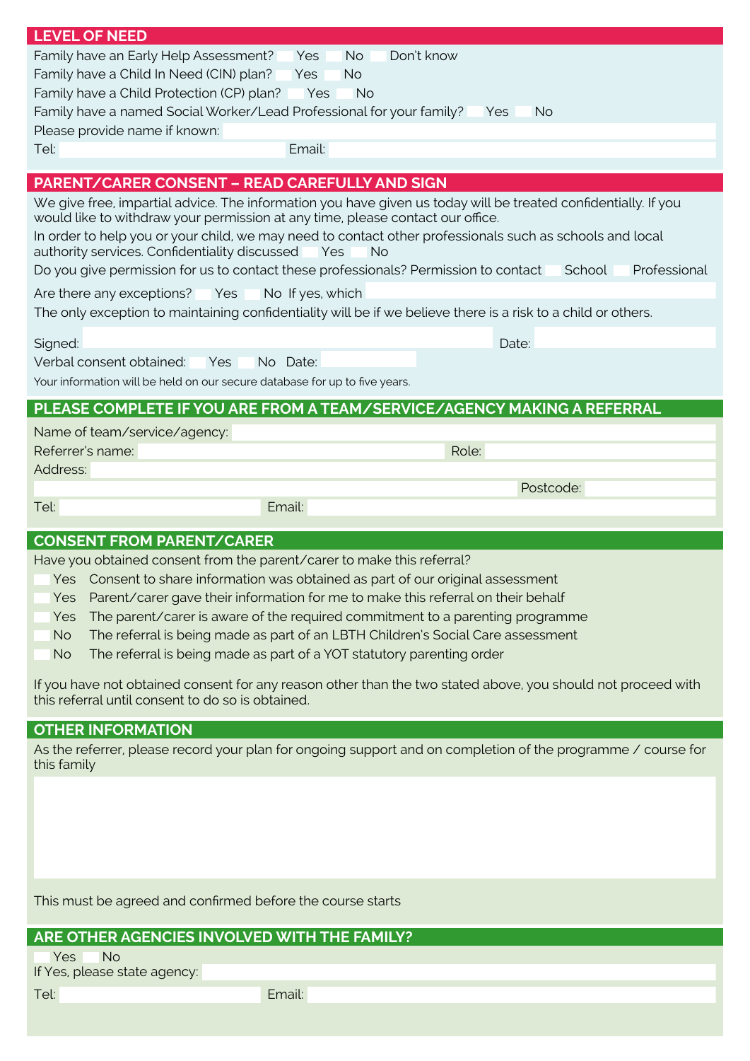## LEVEL OF NEED

Family have an Early Help Assessment? ☐ Yes ☐ No ☐ Don't know

Family have a Child In Need (CIN) plan? ☐ Yes ☐ No

Family have a Child Protection (CP) plan? ☐ Yes ☐ No

Family have a named Social Worker/Lead Professional for your family? ☐ Yes ☐ No

Please provide name if known:

Tel: Email:

## PARENT/CARER CONSENT – READ CAREFULLY AND SIGN

We give free, impartial advice. The information you have given us today will be treated confidentially. If you would like to withdraw your permission at any time, please contact our office.

In order to help you or your child, we may need to contact other professionals such as schools and local authority services. Confidentiality discussed ☐ Yes ☐ No

Do you give permission for us to contact these professionals? Permission to contact ☐ School ☐ Professional

Are there any exceptions? ☐ Yes ☐ No If yes, which

The only exception to maintaining confidentiality will be if we believe there is a risk to a child or others.

Signed: Date:

Verbal consent obtained: ☐ Yes ☐ No Date:

Your information will be held on our secure database for up to five years.

## PLEASE COMPLETE IF YOU ARE FROM A TEAM/SERVICE/AGENCY MAKING A REFERRAL

Name of team/service/agency:

Referrer's name: Role:

Address:

Postcode:

Tel: Email:

## CONSENT FROM PARENT/CARER

Have you obtained consent from the parent/carer to make this referral?

☐ Yes Consent to share information was obtained as part of our original assessment

☐ Yes Parent/carer gave their information for me to make this referral on their behalf

☐ Yes The parent/carer is aware of the required commitment to a parenting programme

☐ No The referral is being made as part of an LBTH Children's Social Care assessment

☐ No The referral is being made as part of a YOT statutory parenting order

If you have not obtained consent for any reason other than the two stated above, you should not proceed with this referral until consent to do so is obtained.

## OTHER INFORMATION

As the referrer, please record your plan for ongoing support and on completion of the programme / course for this family

This must be agreed and confirmed before the course starts

## ARE OTHER AGENCIES INVOLVED WITH THE FAMILY?

☐ Yes ☐ No

If Yes, please state agency:

Tel: Email: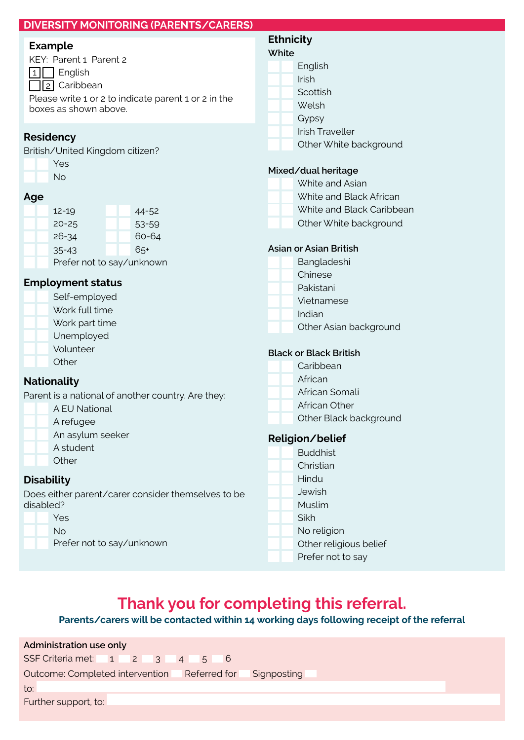## DIVERSITY MONITORING (PARENTS/CARERS)

### Example

KEY: Parent 1 Parent 2

[1] [ ] English

[ ] [2] Caribbean

Please write 1 or 2 to indicate parent 1 or 2 in the boxes as shown above.

### Residency

British/United Kingdom citizen?

- Yes
- No

### Age

- 12-19
- 20-25
- 26-34
- 35-43
- 44-52
- 53-59
- 60-64
- 65+
- Prefer not to say/unknown

### Employment status

- Self-employed
- Work full time
- Work part time
- Unemployed
- Volunteer
- Other

### Nationality

Parent is a national of another country. Are they:

- A EU National
- A refugee
- An asylum seeker
- A student
- Other

### Disability

Does either parent/carer consider themselves to be disabled?

- Yes
- No
- Prefer not to say/unknown

### Ethnicity

**White**

- English
- Irish
- Scottish
- Welsh
- Gypsy
- Irish Traveller
- Other White background

**Mixed/dual heritage**

- White and Asian
- White and Black African
- White and Black Caribbean
- Other White background

**Asian or Asian British**

- Bangladeshi
- Chinese
- Pakistani
- Vietnamese
- Indian
- Other Asian background

**Black or Black British**

- Caribbean
- African
- African Somali
- African Other
- Other Black background

### Religion/belief

- Buddhist
- Christian
- Hindu
- Jewish
- Muslim
- Sikh
- No religion
- Other religious belief
- Prefer not to say

## Thank you for completing this referral.

**Parents/carers will be contacted within 14 working days following receipt of the referral**

**Administration use only**

SSF Criteria met: 1 2 3 4 5 6

Outcome: Completed intervention Referred for Signposting

to:

Further support, to: